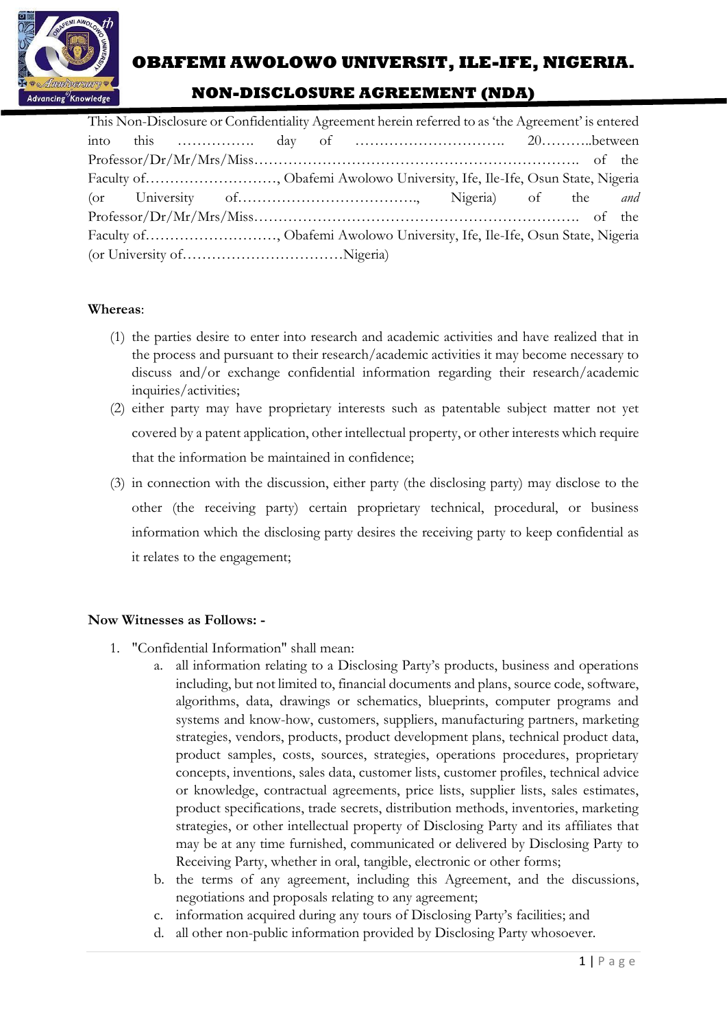# OBAFEMI AWOLOWO UNIVERSIT, ILE-IFE, NIGERIA.

## NON-DISCLOSURE AGREEMENT (NDA)

This Non-Disclosure or Confidentiality Agreement herein referred to as 'the Agreement' is entered into this ……………. day of …………………………. 20………..between Professor/Dr/Mr/Mrs/Miss…………………………………………………………. of the Faculty of………………………, Obafemi Awolowo University, Ife, Ile-Ife, Osun State, Nigeria (or University of………………………………., Nigeria) of the *and* Professor/Dr/Mr/Mrs/Miss…………………………………………………………. of the Faculty of………………………, Obafemi Awolowo University, Ife, Ile-Ife, Osun State, Nigeria (or University of……………………………Nigeria)

**Whereas**:

(1) the parties desire to enter into research and academic activities and have realized that in the process and pursuant to their research/academic activities it may become necessary to discuss and/or exchange confidential information regarding their research/academic inquiries/activities;

(2) either party may have proprietary interests such as patentable subject matter not yet covered by a patent application, other intellectual property, or other interests which require that the information be maintained in confidence;

(3) in connection with the discussion, either party (the disclosing party) may disclose to the other (the receiving party) certain proprietary technical, procedural, or business information which the disclosing party desires the receiving party to keep confidential as it relates to the engagement;

**Now Witnesses as Follows: -**

1. "Confidential Information" shall mean:
   a. all information relating to a Disclosing Party's products, business and operations including, but not limited to, financial documents and plans, source code, software, algorithms, data, drawings or schematics, blueprints, computer programs and systems and know-how, customers, suppliers, manufacturing partners, marketing strategies, vendors, products, product development plans, technical product data, product samples, costs, sources, strategies, operations procedures, proprietary concepts, inventions, sales data, customer lists, customer profiles, technical advice or knowledge, contractual agreements, price lists, supplier lists, sales estimates, product specifications, trade secrets, distribution methods, inventories, marketing strategies, or other intellectual property of Disclosing Party and its affiliates that may be at any time furnished, communicated or delivered by Disclosing Party to Receiving Party, whether in oral, tangible, electronic or other forms;
   b. the terms of any agreement, including this Agreement, and the discussions, negotiations and proposals relating to any agreement;
   c. information acquired during any tours of Disclosing Party's facilities; and
   d. all other non-public information provided by Disclosing Party whosoever.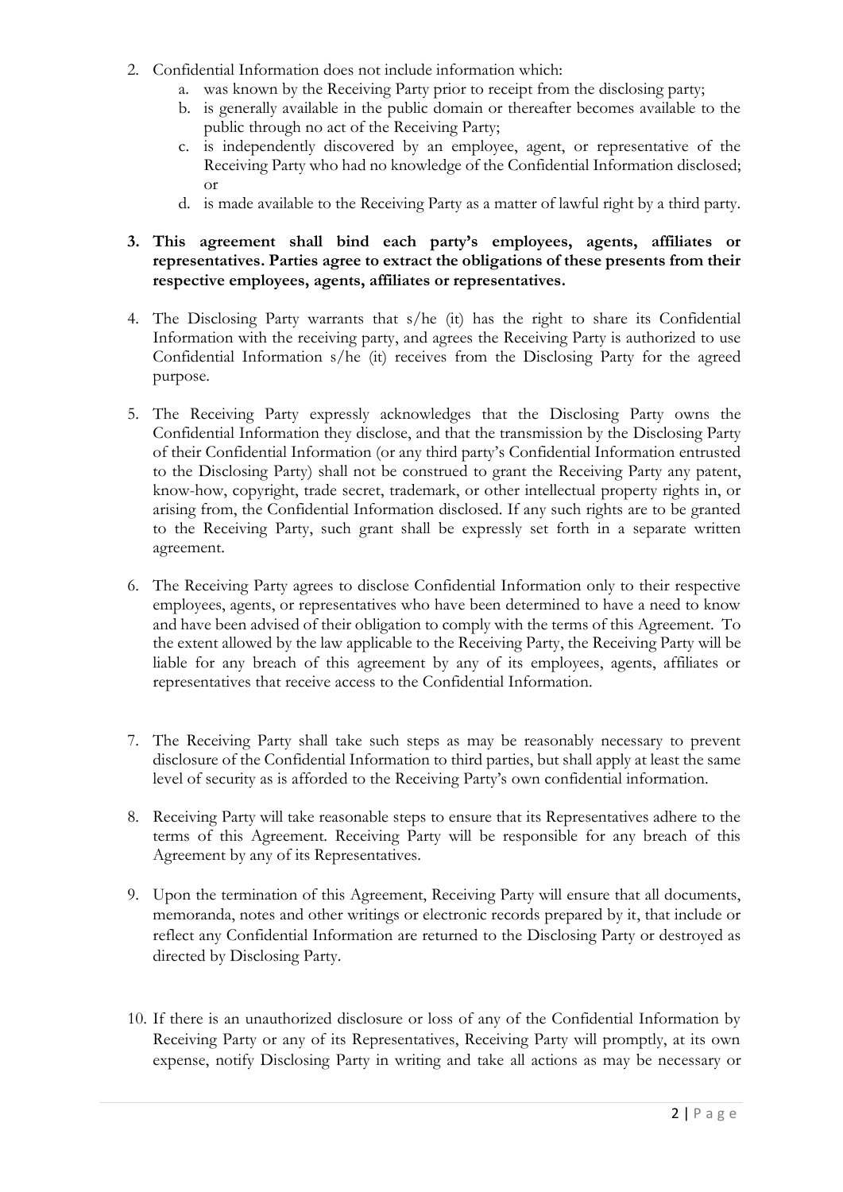2. Confidential Information does not include information which:
    a. was known by the Receiving Party prior to receipt from the disclosing party;
    b. is generally available in the public domain or thereafter becomes available to the public through no act of the Receiving Party;
    c. is independently discovered by an employee, agent, or representative of the Receiving Party who had no knowledge of the Confidential Information disclosed; or
    d. is made available to the Receiving Party as a matter of lawful right by a third party.

3. **This agreement shall bind each party's employees, agents, affiliates or representatives. Parties agree to extract the obligations of these presents from their respective employees, agents, affiliates or representatives.**

4. The Disclosing Party warrants that s/he (it) has the right to share its Confidential Information with the receiving party, and agrees the Receiving Party is authorized to use Confidential Information s/he (it) receives from the Disclosing Party for the agreed purpose.

5. The Receiving Party expressly acknowledges that the Disclosing Party owns the Confidential Information they disclose, and that the transmission by the Disclosing Party of their Confidential Information (or any third party's Confidential Information entrusted to the Disclosing Party) shall not be construed to grant the Receiving Party any patent, know-how, copyright, trade secret, trademark, or other intellectual property rights in, or arising from, the Confidential Information disclosed. If any such rights are to be granted to the Receiving Party, such grant shall be expressly set forth in a separate written agreement.

6. The Receiving Party agrees to disclose Confidential Information only to their respective employees, agents, or representatives who have been determined to have a need to know and have been advised of their obligation to comply with the terms of this Agreement. To the extent allowed by the law applicable to the Receiving Party, the Receiving Party will be liable for any breach of this agreement by any of its employees, agents, affiliates or representatives that receive access to the Confidential Information.

7. The Receiving Party shall take such steps as may be reasonably necessary to prevent disclosure of the Confidential Information to third parties, but shall apply at least the same level of security as is afforded to the Receiving Party's own confidential information.

8. Receiving Party will take reasonable steps to ensure that its Representatives adhere to the terms of this Agreement. Receiving Party will be responsible for any breach of this Agreement by any of its Representatives.

9. Upon the termination of this Agreement, Receiving Party will ensure that all documents, memoranda, notes and other writings or electronic records prepared by it, that include or reflect any Confidential Information are returned to the Disclosing Party or destroyed as directed by Disclosing Party.

10. If there is an unauthorized disclosure or loss of any of the Confidential Information by Receiving Party or any of its Representatives, Receiving Party will promptly, at its own expense, notify Disclosing Party in writing and take all actions as may be necessary or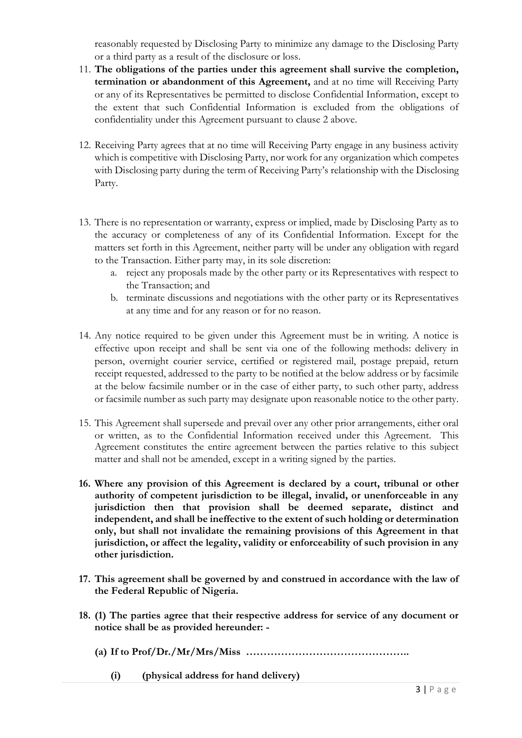reasonably requested by Disclosing Party to minimize any damage to the Disclosing Party or a third party as a result of the disclosure or loss.

11. **The obligations of the parties under this agreement shall survive the completion, termination or abandonment of this Agreement,** and at no time will Receiving Party or any of its Representatives be permitted to disclose Confidential Information, except to the extent that such Confidential Information is excluded from the obligations of confidentiality under this Agreement pursuant to clause 2 above.

12. Receiving Party agrees that at no time will Receiving Party engage in any business activity which is competitive with Disclosing Party, nor work for any organization which competes with Disclosing party during the term of Receiving Party's relationship with the Disclosing Party.

13. There is no representation or warranty, express or implied, made by Disclosing Party as to the accuracy or completeness of any of its Confidential Information. Except for the matters set forth in this Agreement, neither party will be under any obligation with regard to the Transaction. Either party may, in its sole discretion:
    a. reject any proposals made by the other party or its Representatives with respect to the Transaction; and
    b. terminate discussions and negotiations with the other party or its Representatives at any time and for any reason or for no reason.

14. Any notice required to be given under this Agreement must be in writing. A notice is effective upon receipt and shall be sent via one of the following methods: delivery in person, overnight courier service, certified or registered mail, postage prepaid, return receipt requested, addressed to the party to be notified at the below address or by facsimile at the below facsimile number or in the case of either party, to such other party, address or facsimile number as such party may designate upon reasonable notice to the other party.

15. This Agreement shall supersede and prevail over any other prior arrangements, either oral or written, as to the Confidential Information received under this Agreement. This Agreement constitutes the entire agreement between the parties relative to this subject matter and shall not be amended, except in a writing signed by the parties.

16. **Where any provision of this Agreement is declared by a court, tribunal or other authority of competent jurisdiction to be illegal, invalid, or unenforceable in any jurisdiction then that provision shall be deemed separate, distinct and independent, and shall be ineffective to the extent of such holding or determination only, but shall not invalidate the remaining provisions of this Agreement in that jurisdiction, or affect the legality, validity or enforceability of such provision in any other jurisdiction.**

17. **This agreement shall be governed by and construed in accordance with the law of the Federal Republic of Nigeria.**

18. **(1) The parties agree that their respective address for service of any document or notice shall be as provided hereunder: -**

    **(a) If to Prof/Dr./Mr/Mrs/Miss ………………………………………..**

    **(i) (physical address for hand delivery)**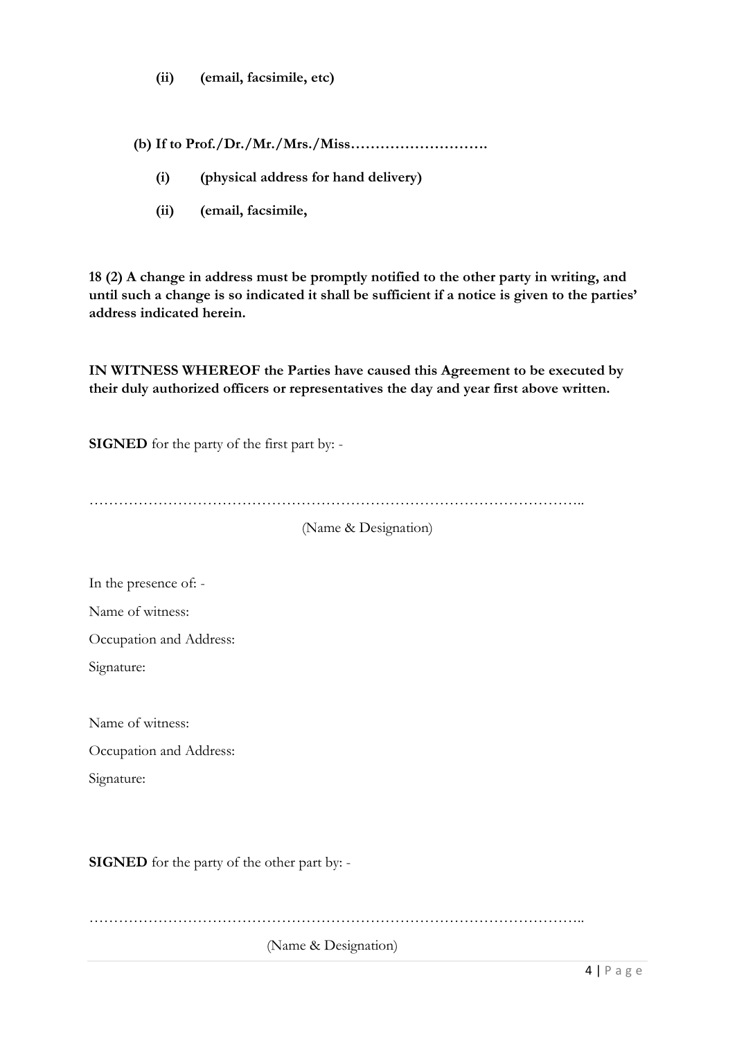**(ii) (email, facsimile, etc)**

**(b) If to Prof./Dr./Mr./Mrs./Miss……………………….**

**(i) (physical address for hand delivery)**

**(ii) (email, facsimile,**

**18 (2) A change in address must be promptly notified to the other party in writing, and until such a change is so indicated it shall be sufficient if a notice is given to the parties' address indicated herein.**

**IN WITNESS WHEREOF the Parties have caused this Agreement to be executed by their duly authorized officers or representatives the day and year first above written.**

**SIGNED** for the party of the first part by: -

…………………………………………………………………………………………..

(Name & Designation)

In the presence of: -

Name of witness:

Occupation and Address:

Signature:

Name of witness:

Occupation and Address:

Signature:

**SIGNED** for the party of the other part by: -

…………………………………………………………………………………………..

(Name & Designation)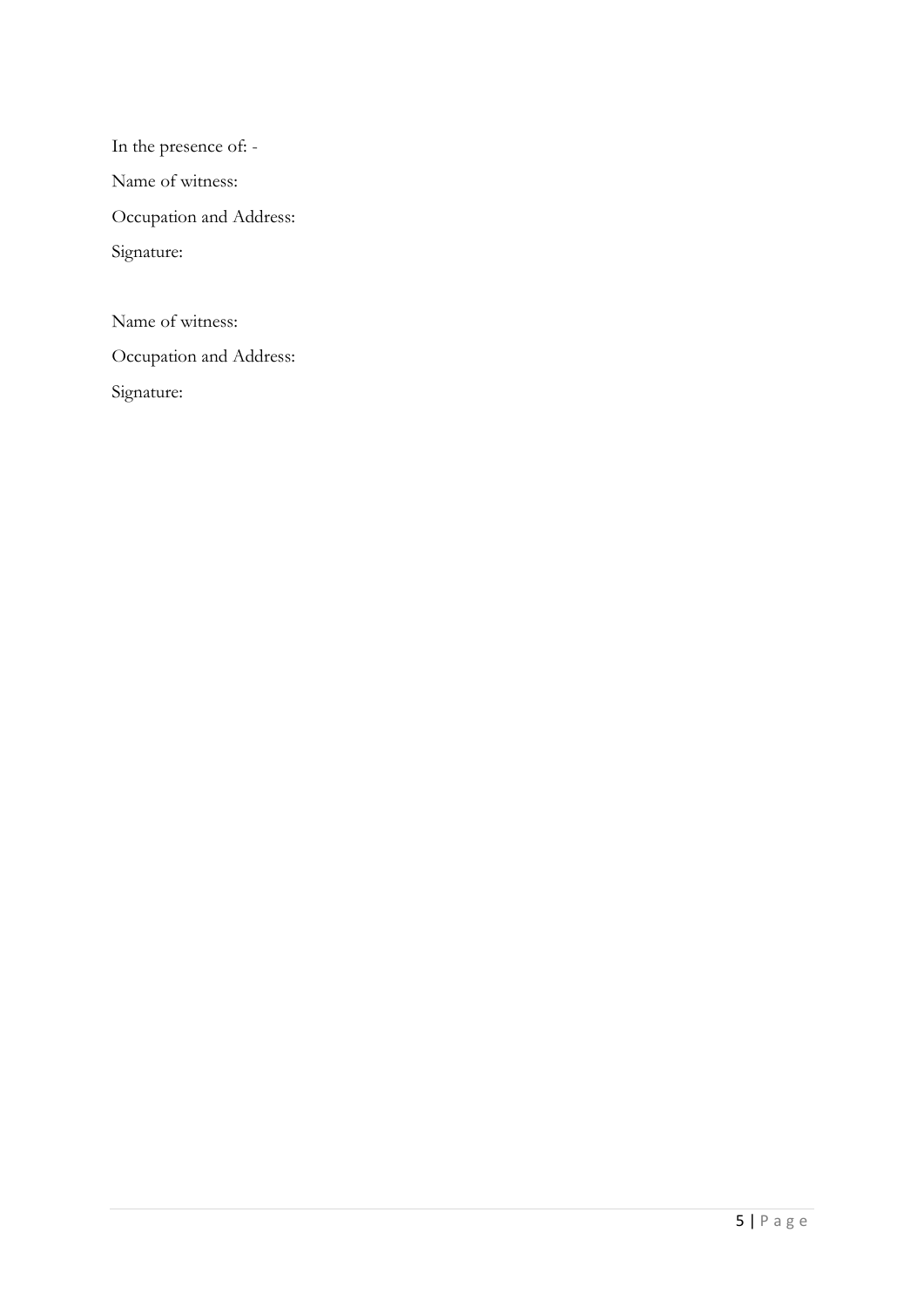In the presence of: -

Name of witness:

Occupation and Address:

Signature:

Name of witness:

Occupation and Address:

Signature: